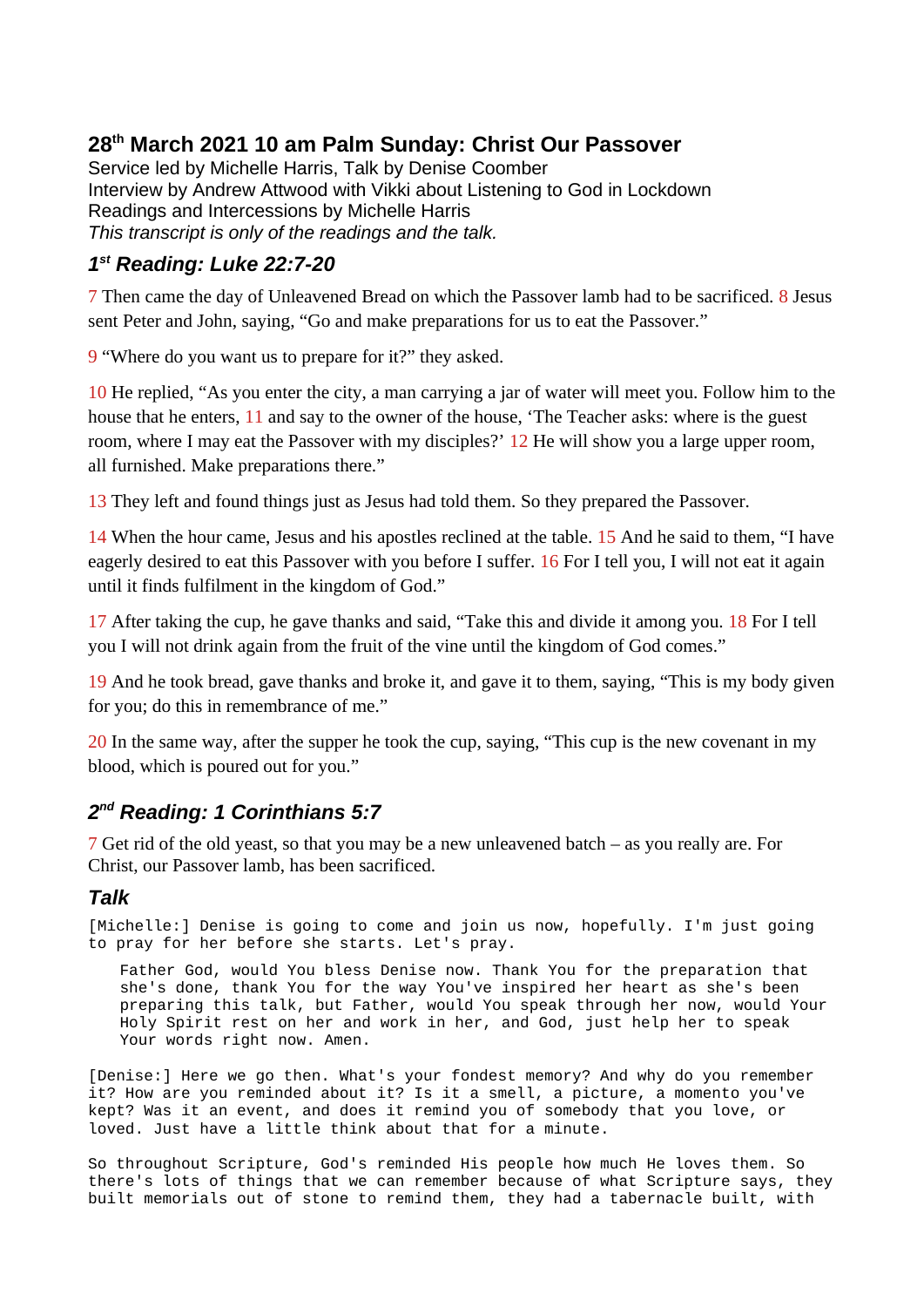# 28th March 2021 10 am Palm Sunday: Christ Our Passover

Service led by Michelle Harris, Talk by Denise Coomber
Interview by Andrew Attwood with Vikki about Listening to God in Lockdown
Readings and Intercessions by Michelle Harris
*This transcript is only of the readings and the talk.*

## *1st Reading: Luke 22:7-20*

7 Then came the day of Unleavened Bread on which the Passover lamb had to be sacrificed. 8 Jesus sent Peter and John, saying, "Go and make preparations for us to eat the Passover."

9 "Where do you want us to prepare for it?" they asked.

10 He replied, "As you enter the city, a man carrying a jar of water will meet you. Follow him to the house that he enters, 11 and say to the owner of the house, 'The Teacher asks: where is the guest room, where I may eat the Passover with my disciples?' 12 He will show you a large upper room, all furnished. Make preparations there."

13 They left and found things just as Jesus had told them. So they prepared the Passover.

14 When the hour came, Jesus and his apostles reclined at the table. 15 And he said to them, "I have eagerly desired to eat this Passover with you before I suffer. 16 For I tell you, I will not eat it again until it finds fulfilment in the kingdom of God."

17 After taking the cup, he gave thanks and said, "Take this and divide it among you. 18 For I tell you I will not drink again from the fruit of the vine until the kingdom of God comes."

19 And he took bread, gave thanks and broke it, and gave it to them, saying, "This is my body given for you; do this in remembrance of me."

20 In the same way, after the supper he took the cup, saying, "This cup is the new covenant in my blood, which is poured out for you."

## *2nd Reading: 1 Corinthians 5:7*

7 Get rid of the old yeast, so that you may be a new unleavened batch – as you really are. For Christ, our Passover lamb, has been sacrificed.

## *Talk*

[Michelle:] Denise is going to come and join us now, hopefully. I'm just going to pray for her before she starts. Let's pray.

> Father God, would You bless Denise now. Thank You for the preparation that she's done, thank You for the way You've inspired her heart as she's been preparing this talk, but Father, would You speak through her now, would Your Holy Spirit rest on her and work in her, and God, just help her to speak Your words right now. Amen.

[Denise:] Here we go then. What's your fondest memory? And why do you remember it? How are you reminded about it? Is it a smell, a picture, a momento you've kept? Was it an event, and does it remind you of somebody that you love, or loved. Just have a little think about that for a minute.

So throughout Scripture, God's reminded His people how much He loves them. So there's lots of things that we can remember because of what Scripture says, they built memorials out of stone to remind them, they had a tabernacle built, with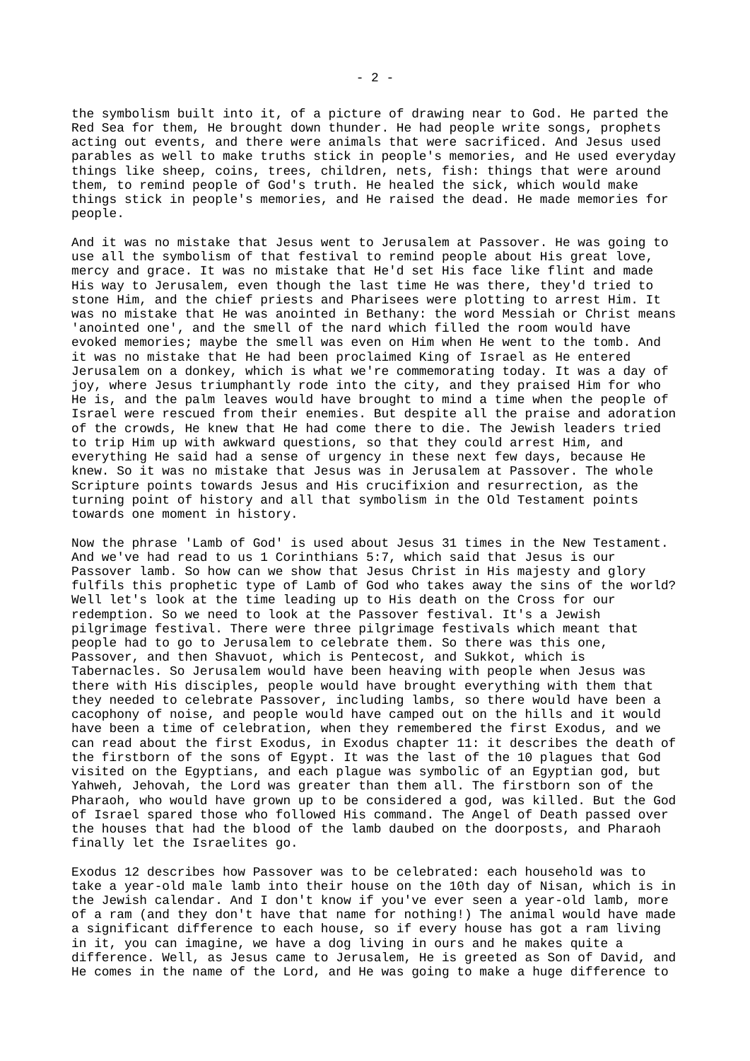the symbolism built into it, of a picture of drawing near to God. He parted the Red Sea for them, He brought down thunder. He had people write songs, prophets acting out events, and there were animals that were sacrificed. And Jesus used parables as well to make truths stick in people's memories, and He used everyday things like sheep, coins, trees, children, nets, fish: things that were around them, to remind people of God's truth. He healed the sick, which would make things stick in people's memories, and He raised the dead. He made memories for people.

And it was no mistake that Jesus went to Jerusalem at Passover. He was going to use all the symbolism of that festival to remind people about His great love, mercy and grace. It was no mistake that He'd set His face like flint and made His way to Jerusalem, even though the last time He was there, they'd tried to stone Him, and the chief priests and Pharisees were plotting to arrest Him. It was no mistake that He was anointed in Bethany: the word Messiah or Christ means 'anointed one', and the smell of the nard which filled the room would have evoked memories; maybe the smell was even on Him when He went to the tomb. And it was no mistake that He had been proclaimed King of Israel as He entered Jerusalem on a donkey, which is what we're commemorating today. It was a day of joy, where Jesus triumphantly rode into the city, and they praised Him for who He is, and the palm leaves would have brought to mind a time when the people of Israel were rescued from their enemies. But despite all the praise and adoration of the crowds, He knew that He had come there to die. The Jewish leaders tried to trip Him up with awkward questions, so that they could arrest Him, and everything He said had a sense of urgency in these next few days, because He knew. So it was no mistake that Jesus was in Jerusalem at Passover. The whole Scripture points towards Jesus and His crucifixion and resurrection, as the turning point of history and all that symbolism in the Old Testament points towards one moment in history.

Now the phrase 'Lamb of God' is used about Jesus 31 times in the New Testament. And we've had read to us 1 Corinthians 5:7, which said that Jesus is our Passover lamb. So how can we show that Jesus Christ in His majesty and glory fulfils this prophetic type of Lamb of God who takes away the sins of the world? Well let's look at the time leading up to His death on the Cross for our redemption. So we need to look at the Passover festival. It's a Jewish pilgrimage festival. There were three pilgrimage festivals which meant that people had to go to Jerusalem to celebrate them. So there was this one, Passover, and then Shavuot, which is Pentecost, and Sukkot, which is Tabernacles. So Jerusalem would have been heaving with people when Jesus was there with His disciples, people would have brought everything with them that they needed to celebrate Passover, including lambs, so there would have been a cacophony of noise, and people would have camped out on the hills and it would have been a time of celebration, when they remembered the first Exodus, and we can read about the first Exodus, in Exodus chapter 11: it describes the death of the firstborn of the sons of Egypt. It was the last of the 10 plagues that God visited on the Egyptians, and each plague was symbolic of an Egyptian god, but Yahweh, Jehovah, the Lord was greater than them all. The firstborn son of the Pharaoh, who would have grown up to be considered a god, was killed. But the God of Israel spared those who followed His command. The Angel of Death passed over the houses that had the blood of the lamb daubed on the doorposts, and Pharaoh finally let the Israelites go.

Exodus 12 describes how Passover was to be celebrated: each household was to take a year-old male lamb into their house on the 10th day of Nisan, which is in the Jewish calendar. And I don't know if you've ever seen a year-old lamb, more of a ram (and they don't have that name for nothing!) The animal would have made a significant difference to each house, so if every house has got a ram living in it, you can imagine, we have a dog living in ours and he makes quite a difference. Well, as Jesus came to Jerusalem, He is greeted as Son of David, and He comes in the name of the Lord, and He was going to make a huge difference to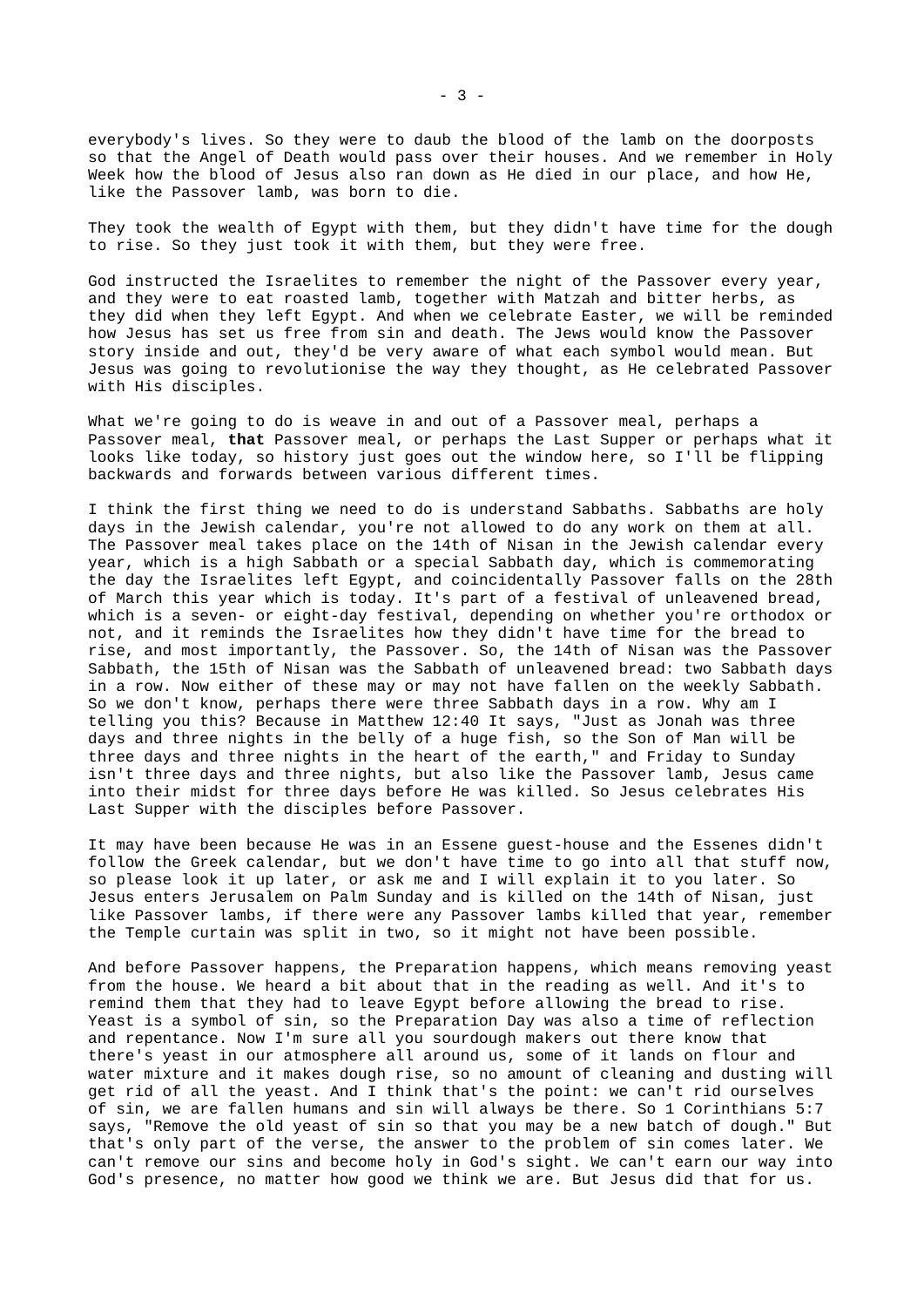everybody's lives. So they were to daub the blood of the lamb on the doorposts so that the Angel of Death would pass over their houses. And we remember in Holy Week how the blood of Jesus also ran down as He died in our place, and how He, like the Passover lamb, was born to die.

They took the wealth of Egypt with them, but they didn't have time for the dough to rise. So they just took it with them, but they were free.

God instructed the Israelites to remember the night of the Passover every year, and they were to eat roasted lamb, together with Matzah and bitter herbs, as they did when they left Egypt. And when we celebrate Easter, we will be reminded how Jesus has set us free from sin and death. The Jews would know the Passover story inside and out, they'd be very aware of what each symbol would mean. But Jesus was going to revolutionise the way they thought, as He celebrated Passover with His disciples.

What we're going to do is weave in and out of a Passover meal, perhaps a Passover meal, **that** Passover meal, or perhaps the Last Supper or perhaps what it looks like today, so history just goes out the window here, so I'll be flipping backwards and forwards between various different times.

I think the first thing we need to do is understand Sabbaths. Sabbaths are holy days in the Jewish calendar, you're not allowed to do any work on them at all. The Passover meal takes place on the 14th of Nisan in the Jewish calendar every year, which is a high Sabbath or a special Sabbath day, which is commemorating the day the Israelites left Egypt, and coincidentally Passover falls on the 28th of March this year which is today. It's part of a festival of unleavened bread, which is a seven- or eight-day festival, depending on whether you're orthodox or not, and it reminds the Israelites how they didn't have time for the bread to rise, and most importantly, the Passover. So, the 14th of Nisan was the Passover Sabbath, the 15th of Nisan was the Sabbath of unleavened bread: two Sabbath days in a row. Now either of these may or may not have fallen on the weekly Sabbath. So we don't know, perhaps there were three Sabbath days in a row. Why am I telling you this? Because in Matthew 12:40 It says, "Just as Jonah was three days and three nights in the belly of a huge fish, so the Son of Man will be three days and three nights in the heart of the earth," and Friday to Sunday isn't three days and three nights, but also like the Passover lamb, Jesus came into their midst for three days before He was killed. So Jesus celebrates His Last Supper with the disciples before Passover.

It may have been because He was in an Essene guest-house and the Essenes didn't follow the Greek calendar, but we don't have time to go into all that stuff now, so please look it up later, or ask me and I will explain it to you later. So Jesus enters Jerusalem on Palm Sunday and is killed on the 14th of Nisan, just like Passover lambs, if there were any Passover lambs killed that year, remember the Temple curtain was split in two, so it might not have been possible.

And before Passover happens, the Preparation happens, which means removing yeast from the house. We heard a bit about that in the reading as well. And it's to remind them that they had to leave Egypt before allowing the bread to rise. Yeast is a symbol of sin, so the Preparation Day was also a time of reflection and repentance. Now I'm sure all you sourdough makers out there know that there's yeast in our atmosphere all around us, some of it lands on flour and water mixture and it makes dough rise, so no amount of cleaning and dusting will get rid of all the yeast. And I think that's the point: we can't rid ourselves of sin, we are fallen humans and sin will always be there. So 1 Corinthians 5:7 says, "Remove the old yeast of sin so that you may be a new batch of dough." But that's only part of the verse, the answer to the problem of sin comes later. We can't remove our sins and become holy in God's sight. We can't earn our way into God's presence, no matter how good we think we are. But Jesus did that for us.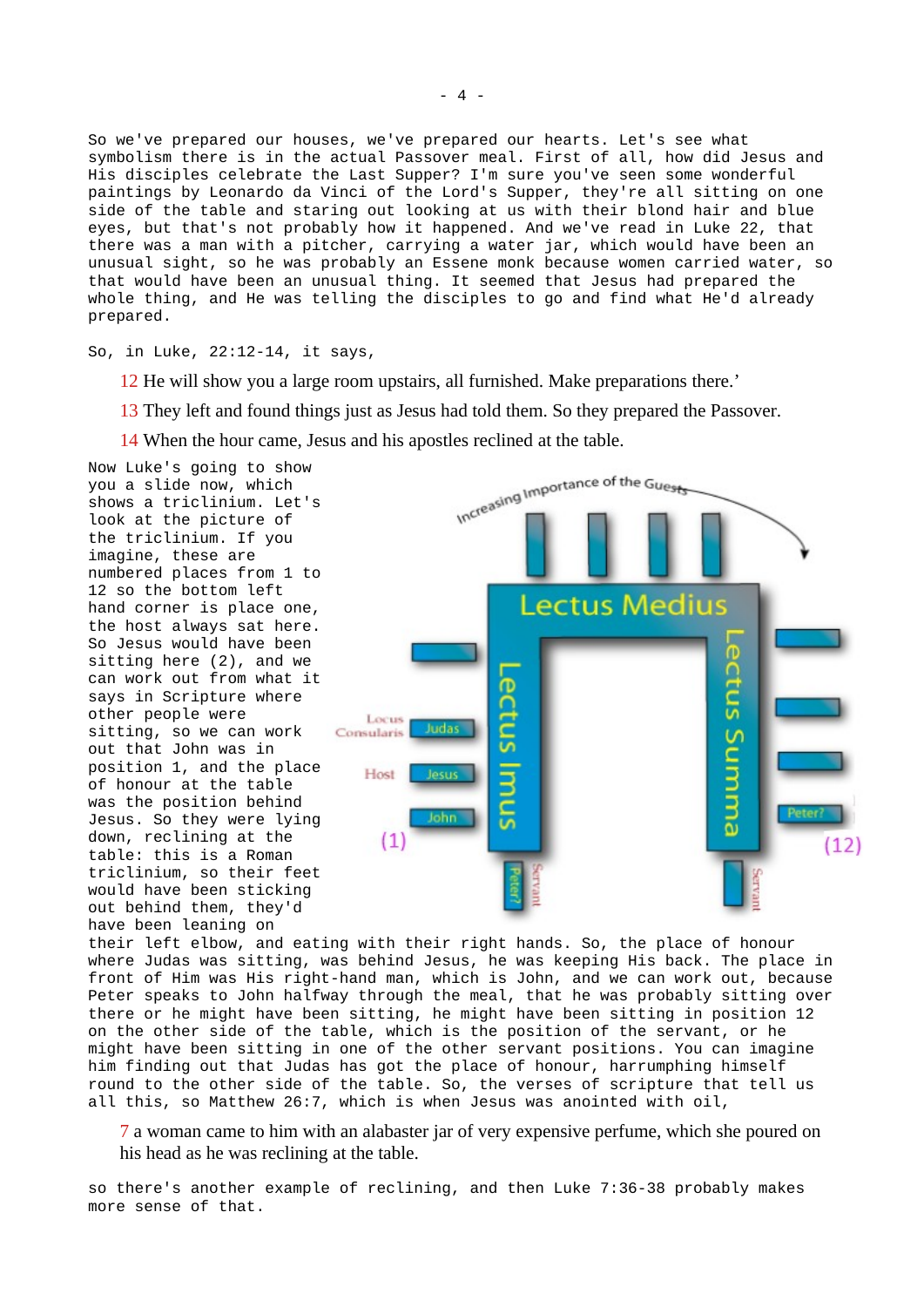So we've prepared our houses, we've prepared our hearts. Let's see what symbolism there is in the actual Passover meal. First of all, how did Jesus and His disciples celebrate the Last Supper? I'm sure you've seen some wonderful paintings by Leonardo da Vinci of the Lord's Supper, they're all sitting on one side of the table and staring out looking at us with their blond hair and blue eyes, but that's not probably how it happened. And we've read in Luke 22, that there was a man with a pitcher, carrying a water jar, which would have been an unusual sight, so he was probably an Essene monk because women carried water, so that would have been an unusual thing. It seemed that Jesus had prepared the whole thing, and He was telling the disciples to go and find what He'd already prepared.

So, in Luke, 22:12-14, it says,

> 12 He will show you a large room upstairs, all furnished. Make preparations there.'
>
> 13 They left and found things just as Jesus had told them. So they prepared the Passover.
>
> 14 When the hour came, Jesus and his apostles reclined at the table.

Now Luke's going to show you a slide now, which shows a triclinium. Let's look at the picture of the triclinium. If you imagine, these are numbered places from 1 to 12 so the bottom left hand corner is place one, the host always sat here. So Jesus would have been sitting here (2), and we can work out from what it says in Scripture where other people were sitting, so we can work out that John was in position 1, and the place of honour at the table was the position behind Jesus. So they were lying down, reclining at the table: this is a Roman triclinium, so their feet would have been sticking out behind them, they'd have been leaning on their left elbow, and eating with their right hands. So, the place of honour where Judas was sitting, was behind Jesus, he was keeping His back. The place in front of Him was His right-hand man, which is John, and we can work out, because Peter speaks to John halfway through the meal, that he was probably sitting over there or he might have been sitting, he might have been sitting in position 12 on the other side of the table, which is the position of the servant, or he might have been sitting in one of the other servant positions. You can imagine him finding out that Judas has got the place of honour, harrumphing himself round to the other side of the table. So, the verses of scripture that tell us all this, so Matthew 26:7, which is when Jesus was anointed with oil,

> 7 a woman came to him with an alabaster jar of very expensive perfume, which she poured on his head as he was reclining at the table.

so there's another example of reclining, and then Luke 7:36-38 probably makes more sense of that.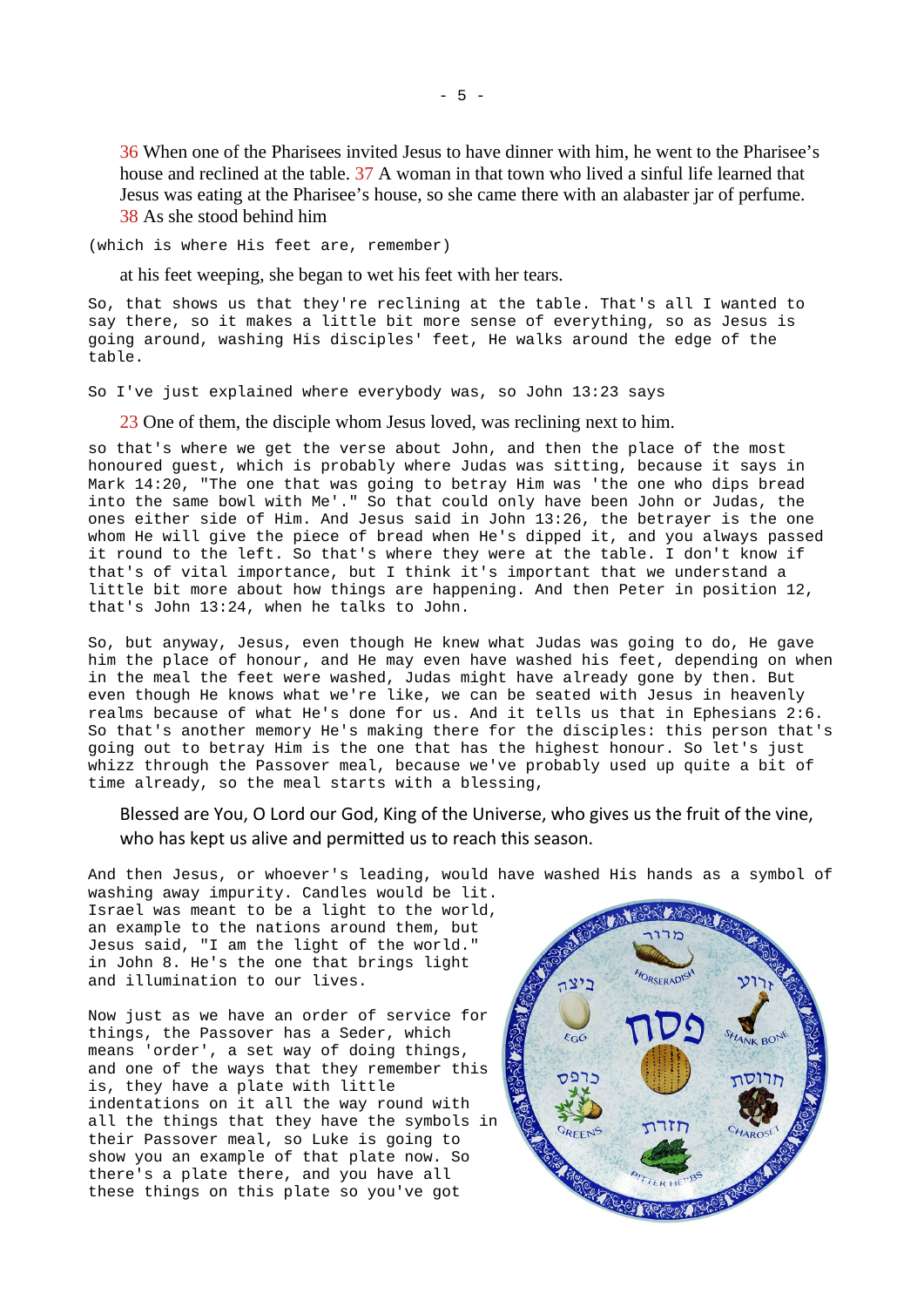36 When one of the Pharisees invited Jesus to have dinner with him, he went to the Pharisee's house and reclined at the table. 37 A woman in that town who lived a sinful life learned that Jesus was eating at the Pharisee's house, so she came there with an alabaster jar of perfume. 38 As she stood behind him

(which is where His feet are, remember)

at his feet weeping, she began to wet his feet with her tears.

So, that shows us that they're reclining at the table. That's all I wanted to say there, so it makes a little bit more sense of everything, so as Jesus is going around, washing His disciples' feet, He walks around the edge of the table.

So I've just explained where everybody was, so John 13:23 says

23 One of them, the disciple whom Jesus loved, was reclining next to him.

so that's where we get the verse about John, and then the place of the most honoured guest, which is probably where Judas was sitting, because it says in Mark 14:20, "The one that was going to betray Him was 'the one who dips bread into the same bowl with Me'." So that could only have been John or Judas, the ones either side of Him. And Jesus said in John 13:26, the betrayer is the one whom He will give the piece of bread when He's dipped it, and you always passed it round to the left. So that's where they were at the table. I don't know if that's of vital importance, but I think it's important that we understand a little bit more about how things are happening. And then Peter in position 12, that's John 13:24, when he talks to John.

So, but anyway, Jesus, even though He knew what Judas was going to do, He gave him the place of honour, and He may even have washed his feet, depending on when in the meal the feet were washed, Judas might have already gone by then. But even though He knows what we're like, we can be seated with Jesus in heavenly realms because of what He's done for us. And it tells us that in Ephesians 2:6. So that's another memory He's making there for the disciples: this person that's going out to betray Him is the one that has the highest honour. So let's just whizz through the Passover meal, because we've probably used up quite a bit of time already, so the meal starts with a blessing,

Blessed are You, O Lord our God, King of the Universe, who gives us the fruit of the vine, who has kept us alive and permitted us to reach this season.

And then Jesus, or whoever's leading, would have washed His hands as a symbol of washing away impurity. Candles would be lit. Israel was meant to be a light to the world, an example to the nations around them, but Jesus said, "I am the light of the world." in John 8. He's the one that brings light and illumination to our lives.

Now just as we have an order of service for things, the Passover has a Seder, which means 'order', a set way of doing things, and one of the ways that they remember this is, they have a plate with little indentations on it all the way round with all the things that they have the symbols in their Passover meal, so Luke is going to show you an example of that plate now. So there's a plate there, and you have all these things on this plate so you've got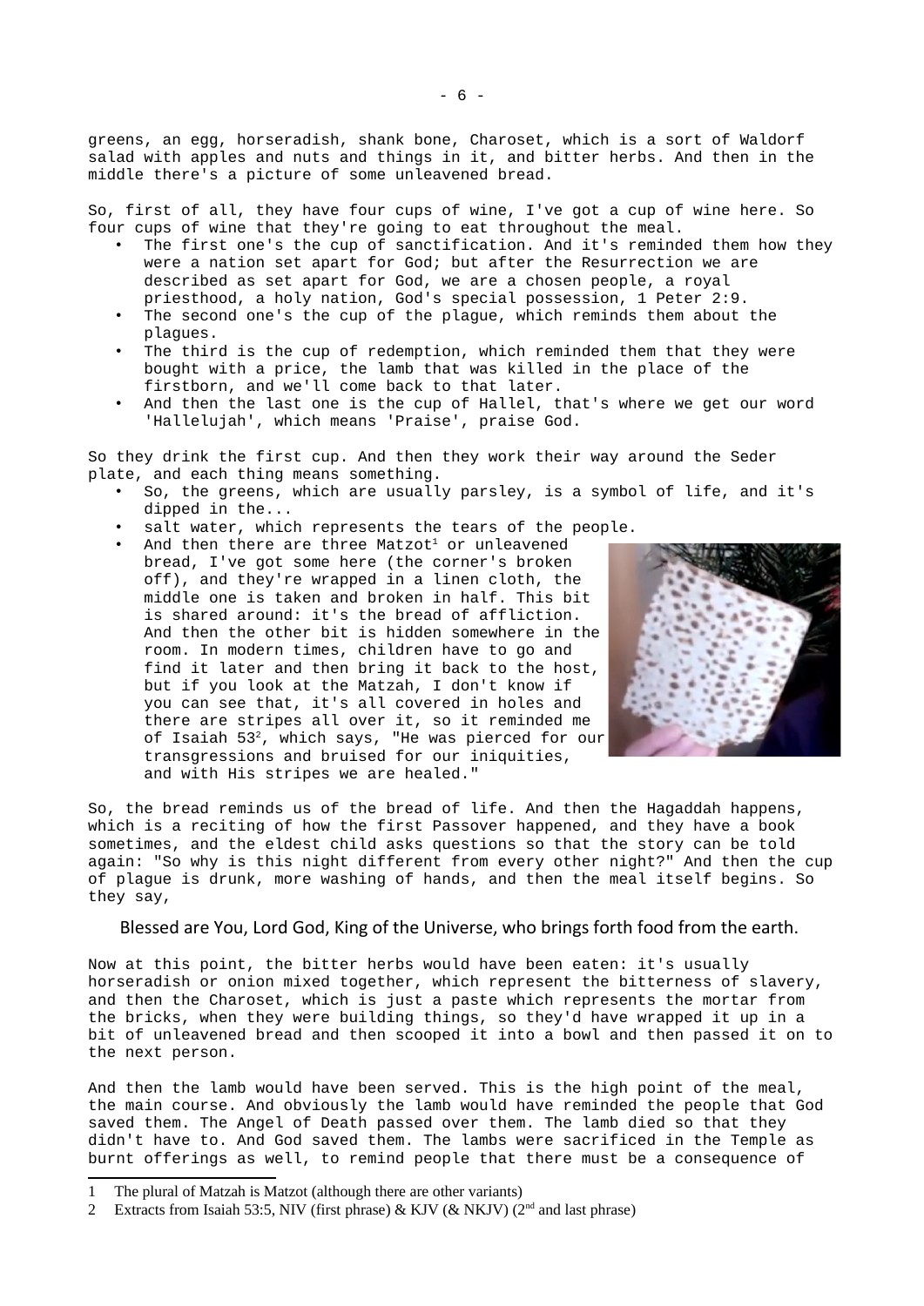greens, an egg, horseradish, shank bone, Charoset, which is a sort of Waldorf salad with apples and nuts and things in it, and bitter herbs. And then in the middle there's a picture of some unleavened bread.

So, first of all, they have four cups of wine, I've got a cup of wine here. So four cups of wine that they're going to eat throughout the meal.

- The first one's the cup of sanctification. And it's reminded them how they were a nation set apart for God; but after the Resurrection we are described as set apart for God, we are a chosen people, a royal priesthood, a holy nation, God's special possession, 1 Peter 2:9.
- The second one's the cup of the plague, which reminds them about the plagues.
- The third is the cup of redemption, which reminded them that they were bought with a price, the lamb that was killed in the place of the firstborn, and we'll come back to that later.
- And then the last one is the cup of Hallel, that's where we get our word 'Hallelujah', which means 'Praise', praise God.

So they drink the first cup. And then they work their way around the Seder plate, and each thing means something.

- So, the greens, which are usually parsley, is a symbol of life, and it's dipped in the...
- salt water, which represents the tears of the people.
- And then there are three Matzot[1] or unleavened bread, I've got some here (the corner's broken off), and they're wrapped in a linen cloth, the middle one is taken and broken in half. This bit is shared around: it's the bread of affliction. And then the other bit is hidden somewhere in the room. In modern times, children have to go and find it later and then bring it back to the host, but if you look at the Matzah, I don't know if you can see that, it's all covered in holes and there are stripes all over it, so it reminded me of Isaiah 53[2], which says, "He was pierced for our transgressions and bruised for our iniquities, and with His stripes we are healed."

So, the bread reminds us of the bread of life. And then the Hagaddah happens, which is a reciting of how the first Passover happened, and they have a book sometimes, and the eldest child asks questions so that the story can be told again: "So why is this night different from every other night?" And then the cup of plague is drunk, more washing of hands, and then the meal itself begins. So they say,

> Blessed are You, Lord God, King of the Universe, who brings forth food from the earth.

Now at this point, the bitter herbs would have been eaten: it's usually horseradish or onion mixed together, which represent the bitterness of slavery, and then the Charoset, which is just a paste which represents the mortar from the bricks, when they were building things, so they'd have wrapped it up in a bit of unleavened bread and then scooped it into a bowl and then passed it on to the next person.

And then the lamb would have been served. This is the high point of the meal, the main course. And obviously the lamb would have reminded the people that God saved them. The Angel of Death passed over them. The lamb died so that they didn't have to. And God saved them. The lambs were sacrificed in the Temple as burnt offerings as well, to remind people that there must be a consequence of

---

1 The plural of Matzah is Matzot (although there are other variants)

2 Extracts from Isaiah 53:5, NIV (first phrase) & KJV (& NKJV) (2nd and last phrase)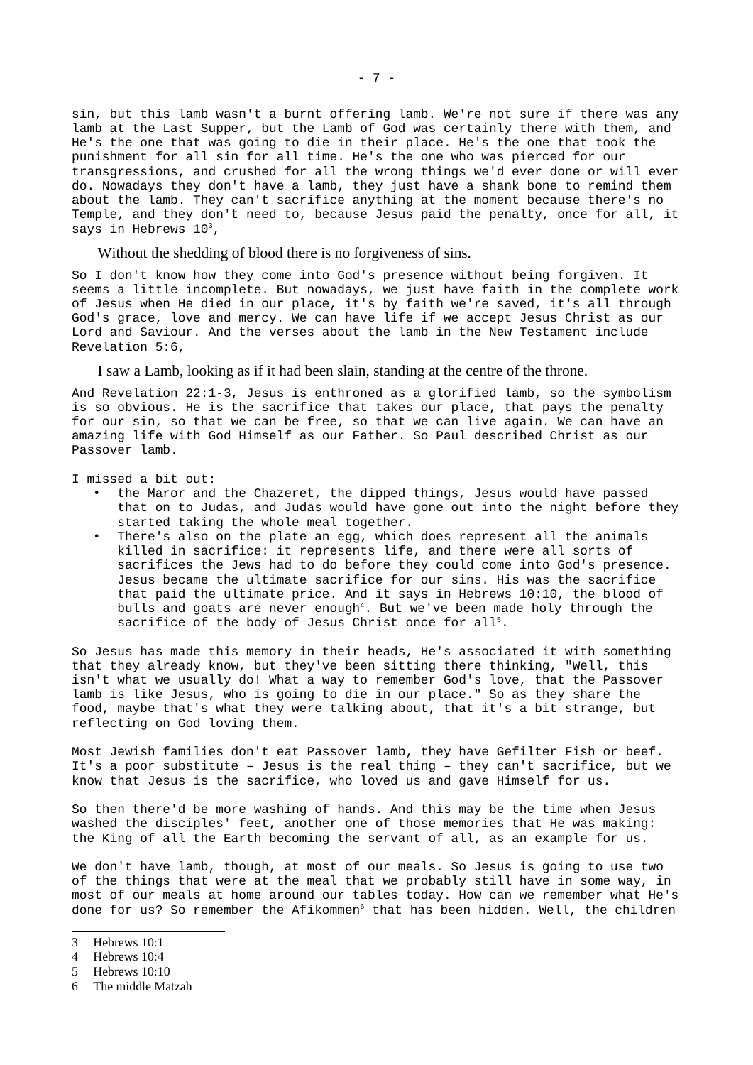sin, but this lamb wasn't a burnt offering lamb. We're not sure if there was any lamb at the Last Supper, but the Lamb of God was certainly there with them, and He's the one that was going to die in their place. He's the one that took the punishment for all sin for all time. He's the one who was pierced for our transgressions, and crushed for all the wrong things we'd ever done or will ever do. Nowadays they don't have a lamb, they just have a shank bone to remind them about the lamb. They can't sacrifice anything at the moment because there's no Temple, and they don't need to, because Jesus paid the penalty, once for all, it says in Hebrews 10[3],

> Without the shedding of blood there is no forgiveness of sins.

So I don't know how they come into God's presence without being forgiven. It seems a little incomplete. But nowadays, we just have faith in the complete work of Jesus when He died in our place, it's by faith we're saved, it's all through God's grace, love and mercy. We can have life if we accept Jesus Christ as our Lord and Saviour. And the verses about the lamb in the New Testament include Revelation 5:6,

> I saw a Lamb, looking as if it had been slain, standing at the centre of the throne.

And Revelation 22:1-3, Jesus is enthroned as a glorified lamb, so the symbolism is so obvious. He is the sacrifice that takes our place, that pays the penalty for our sin, so that we can be free, so that we can live again. We can have an amazing life with God Himself as our Father. So Paul described Christ as our Passover lamb.

I missed a bit out:

- the Maror and the Chazeret, the dipped things, Jesus would have passed that on to Judas, and Judas would have gone out into the night before they started taking the whole meal together.
- There's also on the plate an egg, which does represent all the animals killed in sacrifice: it represents life, and there were all sorts of sacrifices the Jews had to do before they could come into God's presence. Jesus became the ultimate sacrifice for our sins. His was the sacrifice that paid the ultimate price. And it says in Hebrews 10:10, the blood of bulls and goats are never enough[4]. But we've been made holy through the sacrifice of the body of Jesus Christ once for all[5].

So Jesus has made this memory in their heads, He's associated it with something that they already know, but they've been sitting there thinking, "Well, this isn't what we usually do! What a way to remember God's love, that the Passover lamb is like Jesus, who is going to die in our place." So as they share the food, maybe that's what they were talking about, that it's a bit strange, but reflecting on God loving them.

Most Jewish families don't eat Passover lamb, they have Gefilter Fish or beef. It's a poor substitute – Jesus is the real thing – they can't sacrifice, but we know that Jesus is the sacrifice, who loved us and gave Himself for us.

So then there'd be more washing of hands. And this may be the time when Jesus washed the disciples' feet, another one of those memories that He was making: the King of all the Earth becoming the servant of all, as an example for us.

We don't have lamb, though, at most of our meals. So Jesus is going to use two of the things that were at the meal that we probably still have in some way, in most of our meals at home around our tables today. How can we remember what He's done for us? So remember the Afikommen[6] that has been hidden. Well, the children

---

3 Hebrews 10:1

4 Hebrews 10:4

5 Hebrews 10:10

6 The middle Matzah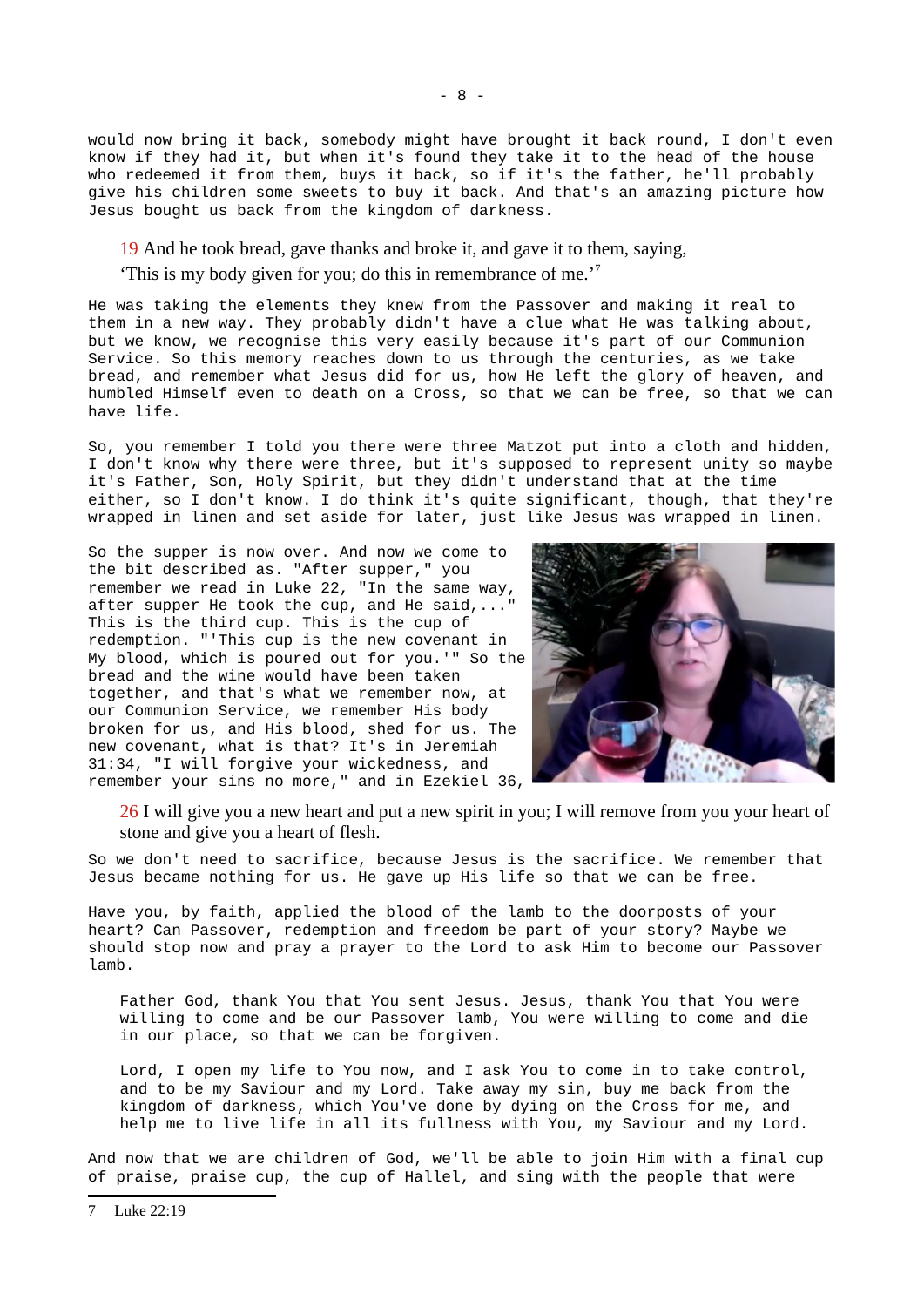would now bring it back, somebody might have brought it back round, I don't even know if they had it, but when it's found they take it to the head of the house who redeemed it from them, buys it back, so if it's the father, he'll probably give his children some sweets to buy it back. And that's an amazing picture how Jesus bought us back from the kingdom of darkness.

> 19 And he took bread, gave thanks and broke it, and gave it to them, saying, 'This is my body given for you; do this in remembrance of me.'[7]

He was taking the elements they knew from the Passover and making it real to them in a new way. They probably didn't have a clue what He was talking about, but we know, we recognise this very easily because it's part of our Communion Service. So this memory reaches down to us through the centuries, as we take bread, and remember what Jesus did for us, how He left the glory of heaven, and humbled Himself even to death on a Cross, so that we can be free, so that we can have life.

So, you remember I told you there were three Matzot put into a cloth and hidden, I don't know why there were three, but it's supposed to represent unity so maybe it's Father, Son, Holy Spirit, but they didn't understand that at the time either, so I don't know. I do think it's quite significant, though, that they're wrapped in linen and set aside for later, just like Jesus was wrapped in linen.

So the supper is now over. And now we come to the bit described as. "After supper," you remember we read in Luke 22, "In the same way, after supper He took the cup, and He said,..." This is the third cup. This is the cup of redemption. "'This cup is the new covenant in My blood, which is poured out for you.'" So the bread and the wine would have been taken together, and that's what we remember now, at our Communion Service, we remember His body broken for us, and His blood, shed for us. The new covenant, what is that? It's in Jeremiah 31:34, "I will forgive your wickedness, and remember your sins no more," and in Ezekiel 36,

> 26 I will give you a new heart and put a new spirit in you; I will remove from you your heart of stone and give you a heart of flesh.

So we don't need to sacrifice, because Jesus is the sacrifice. We remember that Jesus became nothing for us. He gave up His life so that we can be free.

Have you, by faith, applied the blood of the lamb to the doorposts of your heart? Can Passover, redemption and freedom be part of your story? Maybe we should stop now and pray a prayer to the Lord to ask Him to become our Passover lamb.

> Father God, thank You that You sent Jesus. Jesus, thank You that You were willing to come and be our Passover lamb, You were willing to come and die in our place, so that we can be forgiven.
>
> Lord, I open my life to You now, and I ask You to come in to take control, and to be my Saviour and my Lord. Take away my sin, buy me back from the kingdom of darkness, which You've done by dying on the Cross for me, and help me to live life in all its fullness with You, my Saviour and my Lord.

And now that we are children of God, we'll be able to join Him with a final cup of praise, praise cup, the cup of Hallel, and sing with the people that were

---

7 Luke 22:19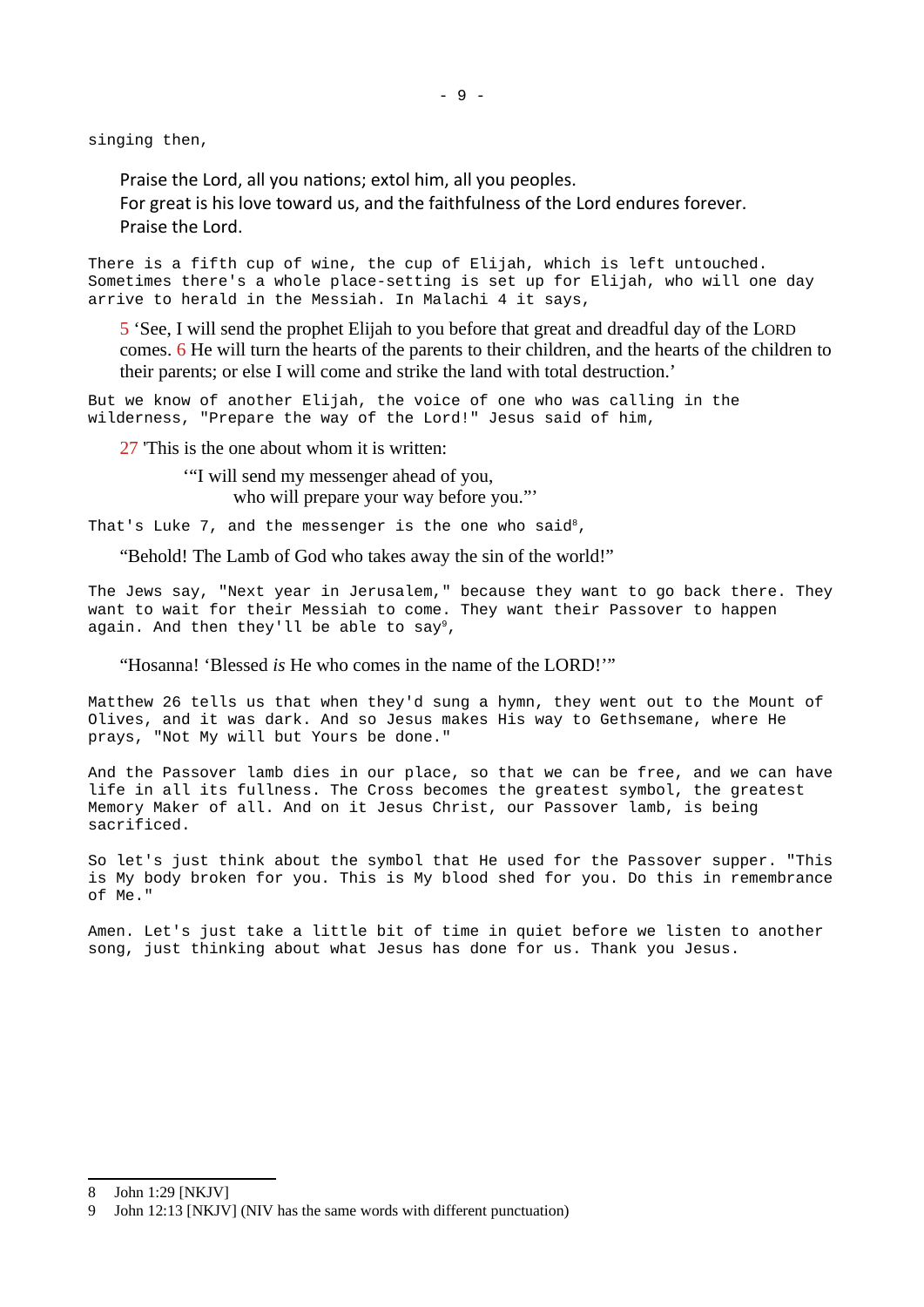singing then,

> Praise the Lord, all you nations; extol him, all you peoples.
> For great is his love toward us, and the faithfulness of the Lord endures forever.
> Praise the Lord.

There is a fifth cup of wine, the cup of Elijah, which is left untouched. Sometimes there's a whole place-setting is set up for Elijah, who will one day arrive to herald in the Messiah. In Malachi 4 it says,

> 5 'See, I will send the prophet Elijah to you before that great and dreadful day of the LORD comes. 6 He will turn the hearts of the parents to their children, and the hearts of the children to their parents; or else I will come and strike the land with total destruction.'

But we know of another Elijah, the voice of one who was calling in the wilderness, "Prepare the way of the Lord!" Jesus said of him,

> 27 'This is the one about whom it is written:
>
> '"I will send my messenger ahead of you,
> who will prepare your way before you."'

That's Luke 7, and the messenger is the one who said[8],

> "Behold! The Lamb of God who takes away the sin of the world!"

The Jews say, "Next year in Jerusalem," because they want to go back there. They want to wait for their Messiah to come. They want their Passover to happen again. And then they'll be able to say[9],

> "Hosanna! 'Blessed *is* He who comes in the name of the LORD!'"

Matthew 26 tells us that when they'd sung a hymn, they went out to the Mount of Olives, and it was dark. And so Jesus makes His way to Gethsemane, where He prays, "Not My will but Yours be done."

And the Passover lamb dies in our place, so that we can be free, and we can have life in all its fullness. The Cross becomes the greatest symbol, the greatest Memory Maker of all. And on it Jesus Christ, our Passover lamb, is being sacrificed.

So let's just think about the symbol that He used for the Passover supper. "This is My body broken for you. This is My blood shed for you. Do this in remembrance of Me."

Amen. Let's just take a little bit of time in quiet before we listen to another song, just thinking about what Jesus has done for us. Thank you Jesus.

---

8 John 1:29 [NKJV]

9 John 12:13 [NKJV] (NIV has the same words with different punctuation)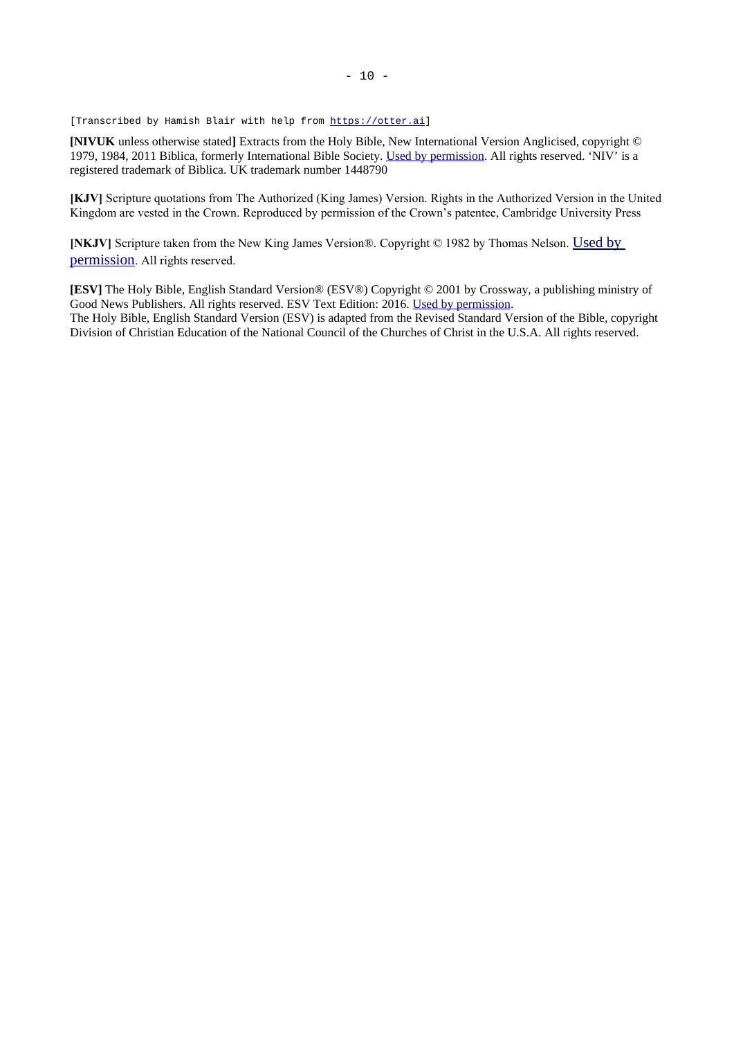[Transcribed by Hamish Blair with help from https://otter.ai]

**[NIVUK** unless otherwise stated**]** Extracts from the Holy Bible, New International Version Anglicised, copyright © 1979, 1984, 2011 Biblica, formerly International Bible Society. Used by permission. All rights reserved. 'NIV' is a registered trademark of Biblica. UK trademark number 1448790

**[KJV]** Scripture quotations from The Authorized (King James) Version. Rights in the Authorized Version in the United Kingdom are vested in the Crown. Reproduced by permission of the Crown's patentee, Cambridge University Press

**[NKJV]** Scripture taken from the New King James Version®. Copyright © 1982 by Thomas Nelson. Used by permission. All rights reserved.

**[ESV]** The Holy Bible, English Standard Version® (ESV®) Copyright © 2001 by Crossway, a publishing ministry of Good News Publishers. All rights reserved. ESV Text Edition: 2016. Used by permission.
The Holy Bible, English Standard Version (ESV) is adapted from the Revised Standard Version of the Bible, copyright Division of Christian Education of the National Council of the Churches of Christ in the U.S.A. All rights reserved.